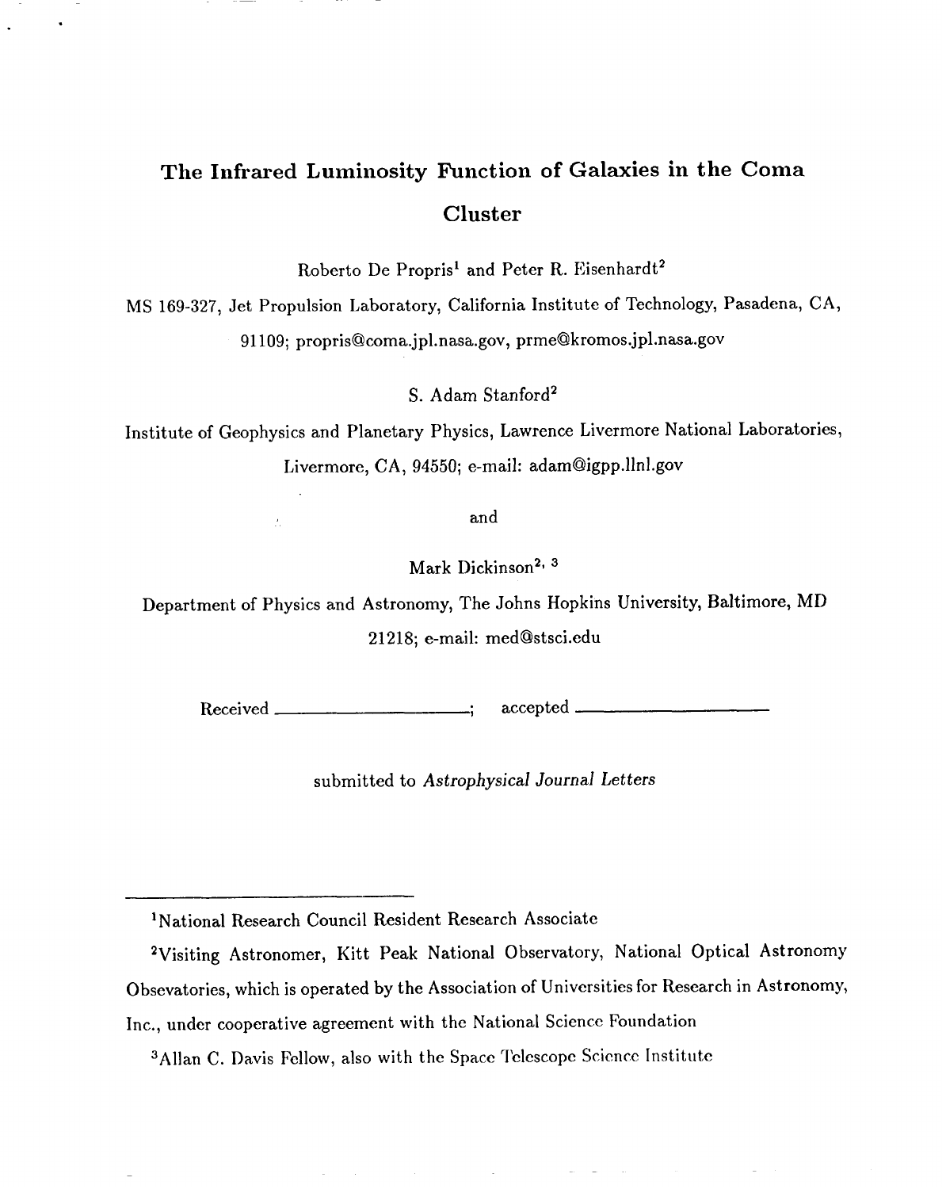# The Infrared Luminosity Function of Galaxies in the Coma Cluster

Roberto De Propris[1] and Peter R. Eisenhardt[2]

MS 169-327, Jet Propulsion Laboratory, California Institute of Technology, Pasadena, CA, 91109; propris@coma.jpl.nasa.gov, prme@kromos.jpl.nasa.gov

S. Adam Stanford[2]

Institute of Geophysics and Planetary Physics, Lawrence Livermore National Laboratories, Livermore, CA, 94550; e-mail: adam@igpp.llnl.gov

and

Mark Dickinson[2, 3]

Department of Physics and Astronomy, The Johns Hopkins University, Baltimore, MD 21218; e-mail: med@stsci.edu

Received \_\_\_\_\_\_\_\_\_\_\_\_\_\_\_\_; accepted \_\_\_\_\_\_\_\_\_\_\_\_\_\_\_\_

submitted to *Astrophysical Journal Letters*

---

[1]National Research Council Resident Research Associate

[2]Visiting Astronomer, Kitt Peak National Observatory, National Optical Astronomy Obsevatories, which is operated by the Association of Universities for Research in Astronomy, Inc., under cooperative agreement with the National Science Foundation

[3]Allan C. Davis Fellow, also with the Space Telescope Science Institute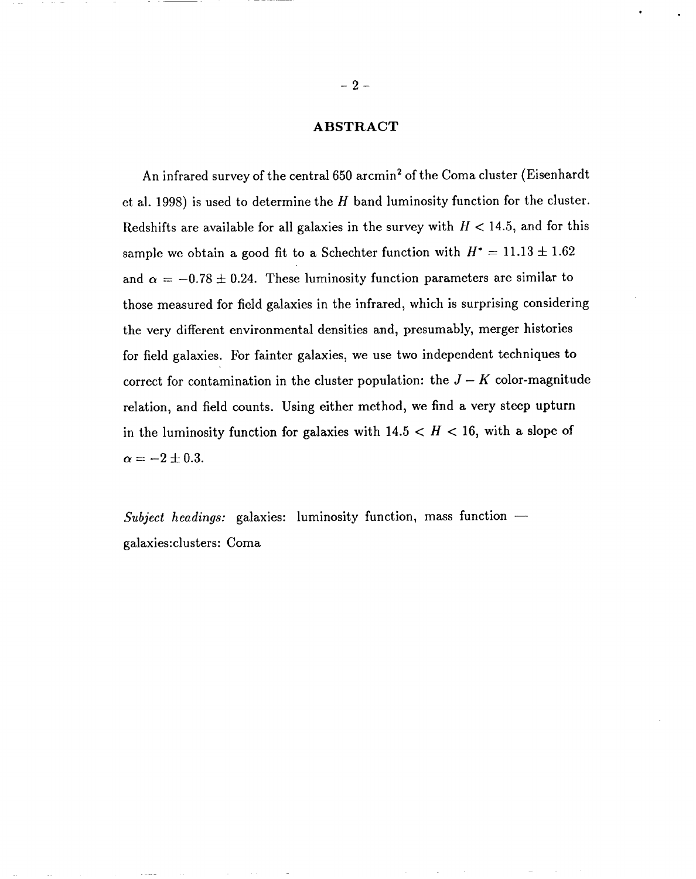## ABSTRACT

An infrared survey of the central 650 arcmin$^2$ of the Coma cluster (Eisenhardt et al. 1998) is used to determine the $H$ band luminosity function for the cluster. Redshifts are available for all galaxies in the survey with $H < 14.5$, and for this sample we obtain a good fit to a Schechter function with $H^* = 11.13 \pm 1.62$ and $\alpha = -0.78 \pm 0.24$. These luminosity function parameters are similar to those measured for field galaxies in the infrared, which is surprising considering the very different environmental densities and, presumably, merger histories for field galaxies. For fainter galaxies, we use two independent techniques to correct for contamination in the cluster population: the $J - K$ color-magnitude relation, and field counts. Using either method, we find a very steep upturn in the luminosity function for galaxies with $14.5 < H < 16$, with a slope of $\alpha = -2 \pm 0.3$.

*Subject headings:* galaxies: luminosity function, mass function — galaxies:clusters: Coma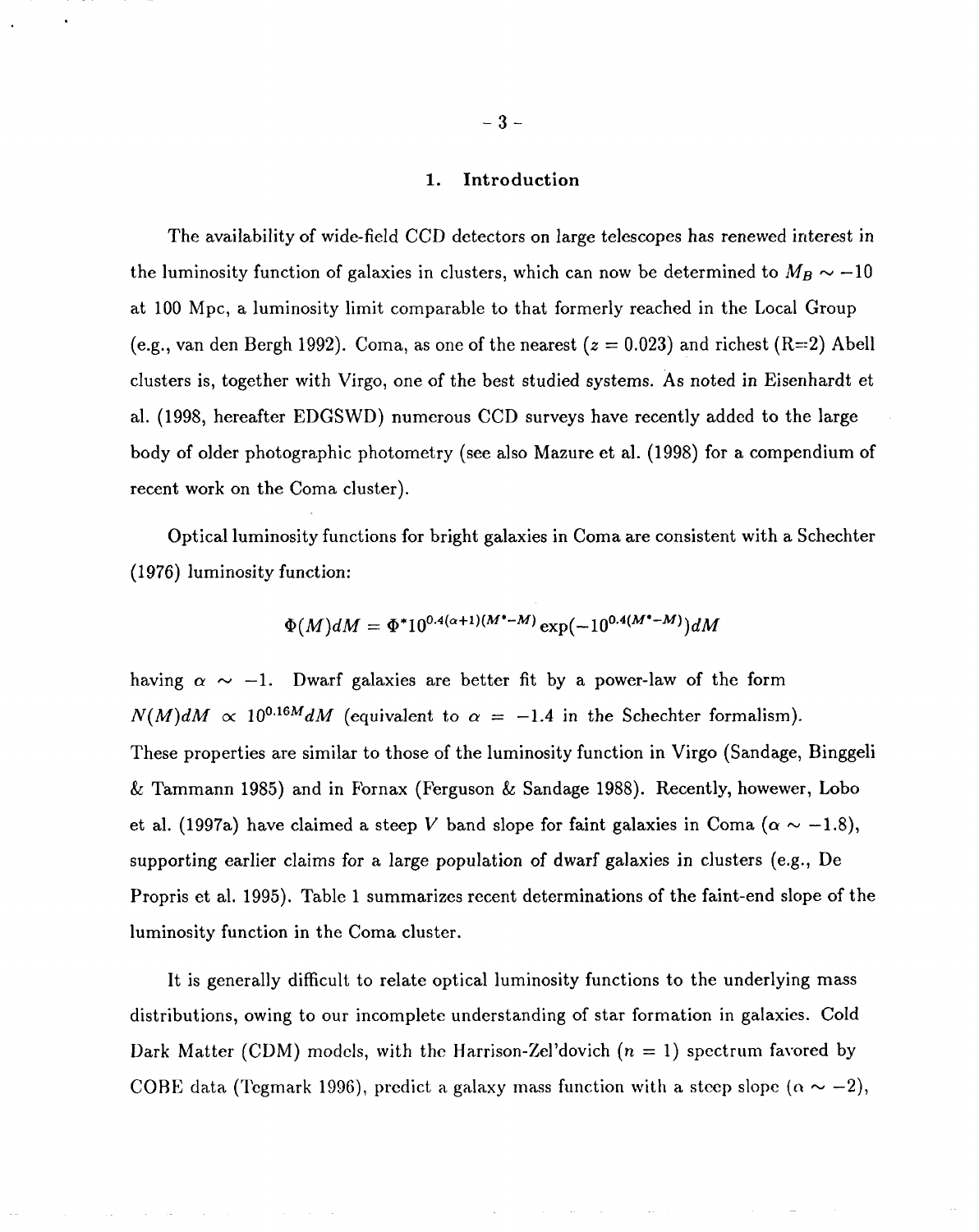## 1. Introduction

The availability of wide-field CCD detectors on large telescopes has renewed interest in the luminosity function of galaxies in clusters, which can now be determined to $M_B \sim -10$ at 100 Mpc, a luminosity limit comparable to that formerly reached in the Local Group (e.g., van den Bergh 1992). Coma, as one of the nearest ($z = 0.023$) and richest (R=2) Abell clusters is, together with Virgo, one of the best studied systems. As noted in Eisenhardt et al. (1998, hereafter EDGSWD) numerous CCD surveys have recently added to the large body of older photographic photometry (see also Mazure et al. (1998) for a compendium of recent work on the Coma cluster).

Optical luminosity functions for bright galaxies in Coma are consistent with a Schechter (1976) luminosity function:

$$\Phi(M)dM = \Phi^* 10^{0.4(\alpha+1)(M^*-M)} \exp(-10^{0.4(M^*-M)})dM$$

having $\alpha \sim -1$. Dwarf galaxies are better fit by a power-law of the form $N(M)dM \propto 10^{0.16M}dM$ (equivalent to $\alpha = -1.4$ in the Schechter formalism). These properties are similar to those of the luminosity function in Virgo (Sandage, Binggeli & Tammann 1985) and in Fornax (Ferguson & Sandage 1988). Recently, however, Lobo et al. (1997a) have claimed a steep $V$ band slope for faint galaxies in Coma ($\alpha \sim -1.8$), supporting earlier claims for a large population of dwarf galaxies in clusters (e.g., De Propris et al. 1995). Table 1 summarizes recent determinations of the faint-end slope of the luminosity function in the Coma cluster.

It is generally difficult to relate optical luminosity functions to the underlying mass distributions, owing to our incomplete understanding of star formation in galaxies. Cold Dark Matter (CDM) models, with the Harrison-Zel'dovich ($n = 1$) spectrum favored by COBE data (Tegmark 1996), predict a galaxy mass function with a steep slope ($\alpha \sim -2$),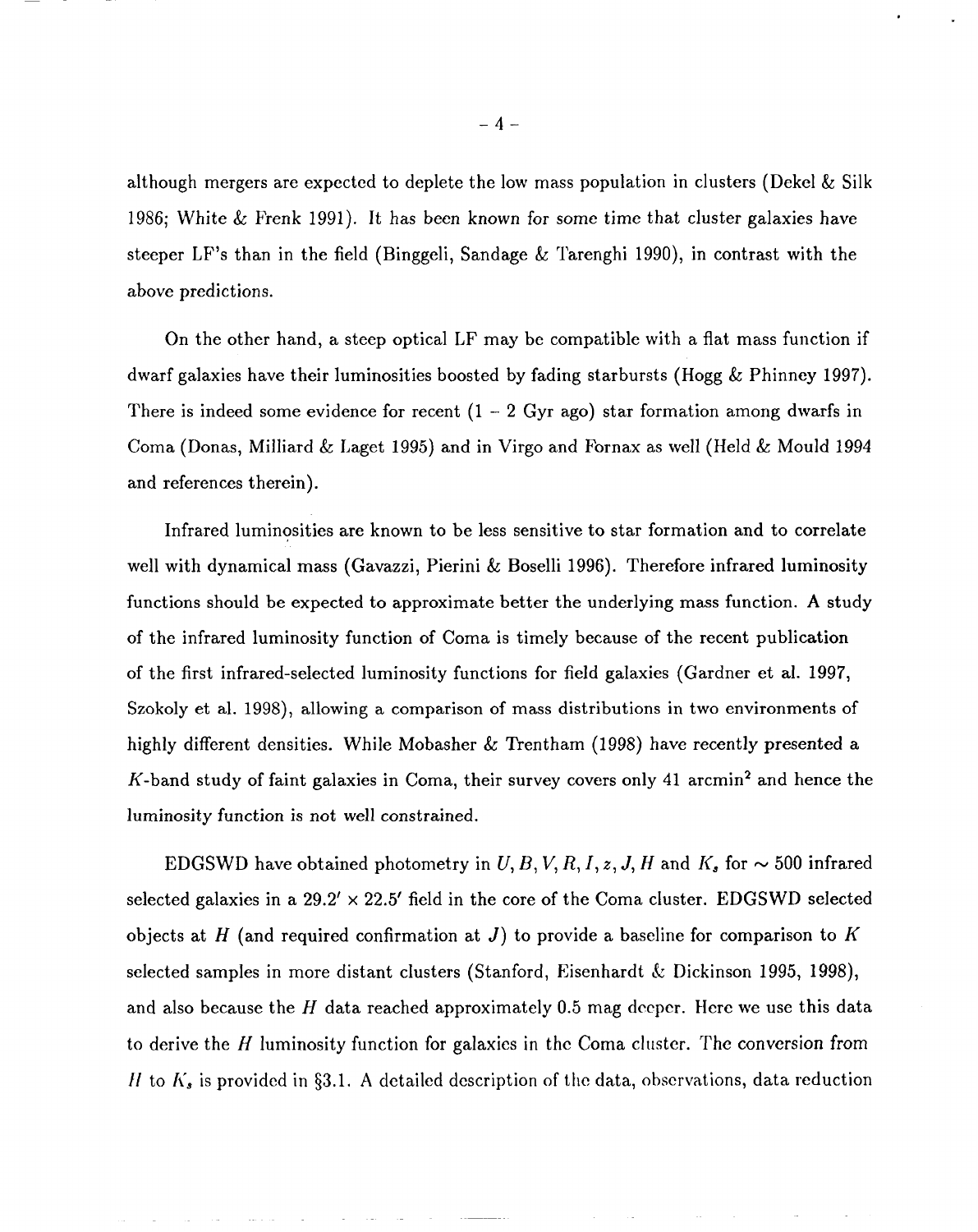although mergers are expected to deplete the low mass population in clusters (Dekel & Silk 1986; White & Frenk 1991). It has been known for some time that cluster galaxies have steeper LF's than in the field (Binggeli, Sandage & Tarenghi 1990), in contrast with the above predictions.

On the other hand, a steep optical LF may be compatible with a flat mass function if dwarf galaxies have their luminosities boosted by fading starbursts (Hogg & Phinney 1997). There is indeed some evidence for recent (1 – 2 Gyr ago) star formation among dwarfs in Coma (Donas, Milliard & Laget 1995) and in Virgo and Fornax as well (Held & Mould 1994 and references therein).

Infrared luminosities are known to be less sensitive to star formation and to correlate well with dynamical mass (Gavazzi, Pierini & Boselli 1996). Therefore infrared luminosity functions should be expected to approximate better the underlying mass function. A study of the infrared luminosity function of Coma is timely because of the recent publication of the first infrared-selected luminosity functions for field galaxies (Gardner et al. 1997, Szokoly et al. 1998), allowing a comparison of mass distributions in two environments of highly different densities. While Mobasher & Trentham (1998) have recently presented a $K$-band study of faint galaxies in Coma, their survey covers only 41 arcmin$^2$ and hence the luminosity function is not well constrained.

EDGSWD have obtained photometry in $U, B, V, R, I, z, J, H$ and $K_s$ for $\sim$ 500 infrared selected galaxies in a $29.2' \times 22.5'$ field in the core of the Coma cluster. EDGSWD selected objects at $H$ (and required confirmation at $J$) to provide a baseline for comparison to $K$ selected samples in more distant clusters (Stanford, Eisenhardt & Dickinson 1995, 1998), and also because the $H$ data reached approximately 0.5 mag deeper. Here we use this data to derive the $H$ luminosity function for galaxies in the Coma cluster. The conversion from $H$ to $K_s$ is provided in §3.1. A detailed description of the data, observations, data reduction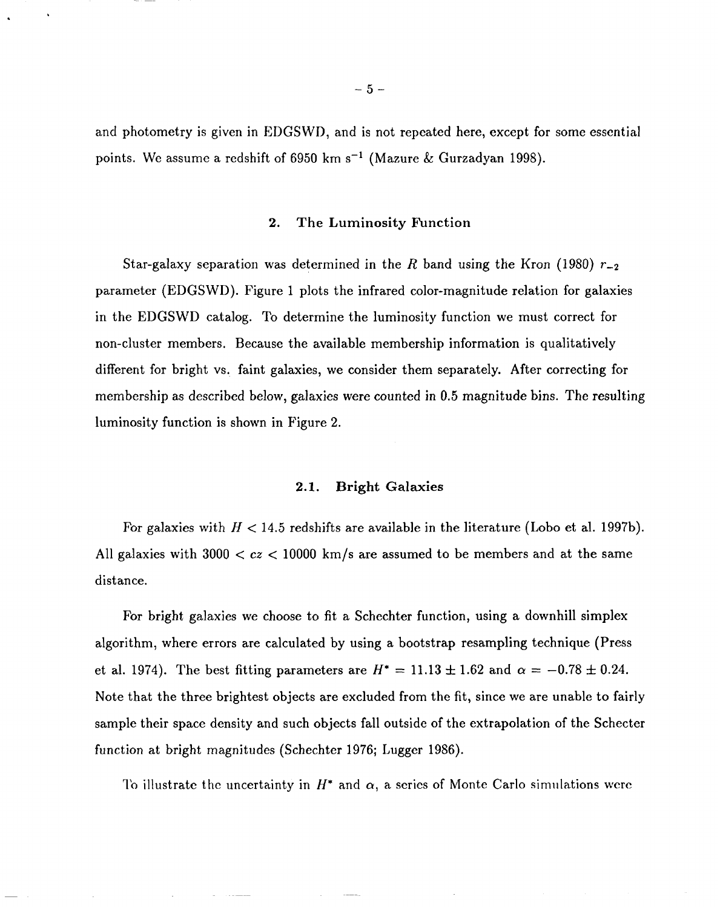and photometry is given in EDGSWD, and is not repeated here, except for some essential points. We assume a redshift of 6950 km $s^{-1}$ (Mazure & Gurzadyan 1998).

## 2. The Luminosity Function

Star-galaxy separation was determined in the $R$ band using the Kron (1980) $r_{-2}$ parameter (EDGSWD). Figure 1 plots the infrared color-magnitude relation for galaxies in the EDGSWD catalog. To determine the luminosity function we must correct for non-cluster members. Because the available membership information is qualitatively different for bright vs. faint galaxies, we consider them separately. After correcting for membership as described below, galaxies were counted in 0.5 magnitude bins. The resulting luminosity function is shown in Figure 2.

### 2.1. Bright Galaxies

For galaxies with $H < 14.5$ redshifts are available in the literature (Lobo et al. 1997b). All galaxies with $3000 < cz < 10000$ km/s are assumed to be members and at the same distance.

For bright galaxies we choose to fit a Schechter function, using a downhill simplex algorithm, where errors are calculated by using a bootstrap resampling technique (Press et al. 1974). The best fitting parameters are $H^* = 11.13 \pm 1.62$ and $\alpha = -0.78 \pm 0.24$. Note that the three brightest objects are excluded from the fit, since we are unable to fairly sample their space density and such objects fall outside of the extrapolation of the Schecter function at bright magnitudes (Schechter 1976; Lugger 1986).

To illustrate the uncertainty in $H^*$ and $\alpha$, a series of Monte Carlo simulations were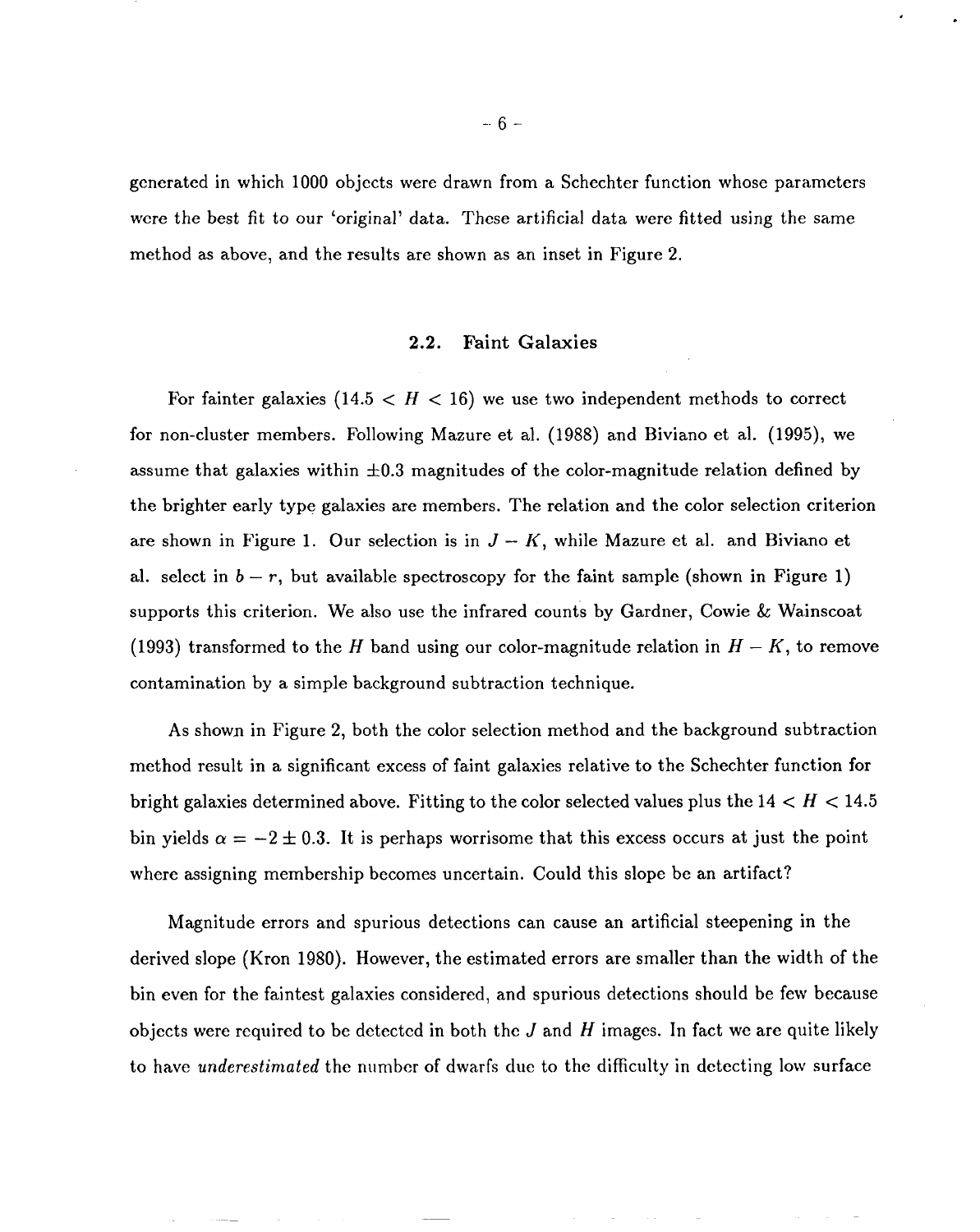generated in which 1000 objects were drawn from a Schechter function whose parameters were the best fit to our 'original' data. These artificial data were fitted using the same method as above, and the results are shown as an inset in Figure 2.

### 2.2. Faint Galaxies

For fainter galaxies ($14.5 < H < 16$) we use two independent methods to correct for non-cluster members. Following Mazure et al. (1988) and Biviano et al. (1995), we assume that galaxies within $\pm 0.3$ magnitudes of the color-magnitude relation defined by the brighter early type galaxies are members. The relation and the color selection criterion are shown in Figure 1. Our selection is in $J - K$, while Mazure et al. and Biviano et al. select in $b - r$, but available spectroscopy for the faint sample (shown in Figure 1) supports this criterion. We also use the infrared counts by Gardner, Cowie & Wainscoat (1993) transformed to the $H$ band using our color-magnitude relation in $H - K$, to remove contamination by a simple background subtraction technique.

As shown in Figure 2, both the color selection method and the background subtraction method result in a significant excess of faint galaxies relative to the Schechter function for bright galaxies determined above. Fitting to the color selected values plus the $14 < H < 14.5$ bin yields $\alpha = -2 \pm 0.3$. It is perhaps worrisome that this excess occurs at just the point where assigning membership becomes uncertain. Could this slope be an artifact?

Magnitude errors and spurious detections can cause an artificial steepening in the derived slope (Kron 1980). However, the estimated errors are smaller than the width of the bin even for the faintest galaxies considered, and spurious detections should be few because objects were required to be detected in both the $J$ and $H$ images. In fact we are quite likely to have *underestimated* the number of dwarfs due to the difficulty in detecting low surface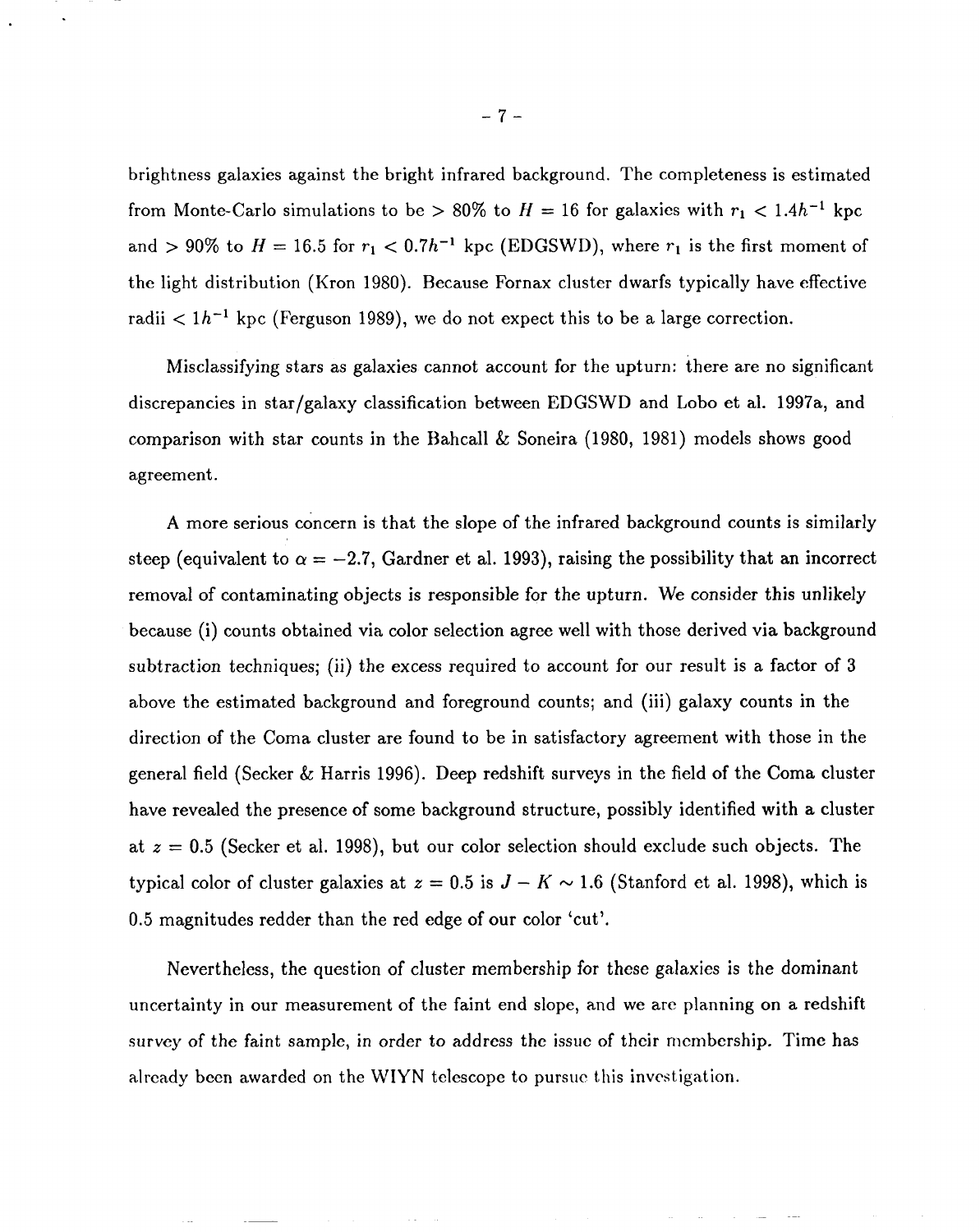brightness galaxies against the bright infrared background. The completeness is estimated from Monte-Carlo simulations to be $> 80\%$ to $H = 16$ for galaxies with $r_1 < 1.4h^{-1}$ kpc and $> 90\%$ to $H = 16.5$ for $r_1 < 0.7h^{-1}$ kpc (EDGSWD), where $r_1$ is the first moment of the light distribution (Kron 1980). Because Fornax cluster dwarfs typically have effective radii $< 1h^{-1}$ kpc (Ferguson 1989), we do not expect this to be a large correction.

Misclassifying stars as galaxies cannot account for the upturn: there are no significant discrepancies in star/galaxy classification between EDGSWD and Lobo et al. 1997a, and comparison with star counts in the Bahcall & Soneira (1980, 1981) models shows good agreement.

A more serious concern is that the slope of the infrared background counts is similarly steep (equivalent to $\alpha = -2.7$, Gardner et al. 1993), raising the possibility that an incorrect removal of contaminating objects is responsible for the upturn. We consider this unlikely because (i) counts obtained via color selection agree well with those derived via background subtraction techniques; (ii) the excess required to account for our result is a factor of 3 above the estimated background and foreground counts; and (iii) galaxy counts in the direction of the Coma cluster are found to be in satisfactory agreement with those in the general field (Secker & Harris 1996). Deep redshift surveys in the field of the Coma cluster have revealed the presence of some background structure, possibly identified with a cluster at $z = 0.5$ (Secker et al. 1998), but our color selection should exclude such objects. The typical color of cluster galaxies at $z = 0.5$ is $J - K \sim 1.6$ (Stanford et al. 1998), which is 0.5 magnitudes redder than the red edge of our color 'cut'.

Nevertheless, the question of cluster membership for these galaxies is the dominant uncertainty in our measurement of the faint end slope, and we are planning on a redshift survey of the faint sample, in order to address the issue of their membership. Time has already been awarded on the WIYN telescope to pursue this investigation.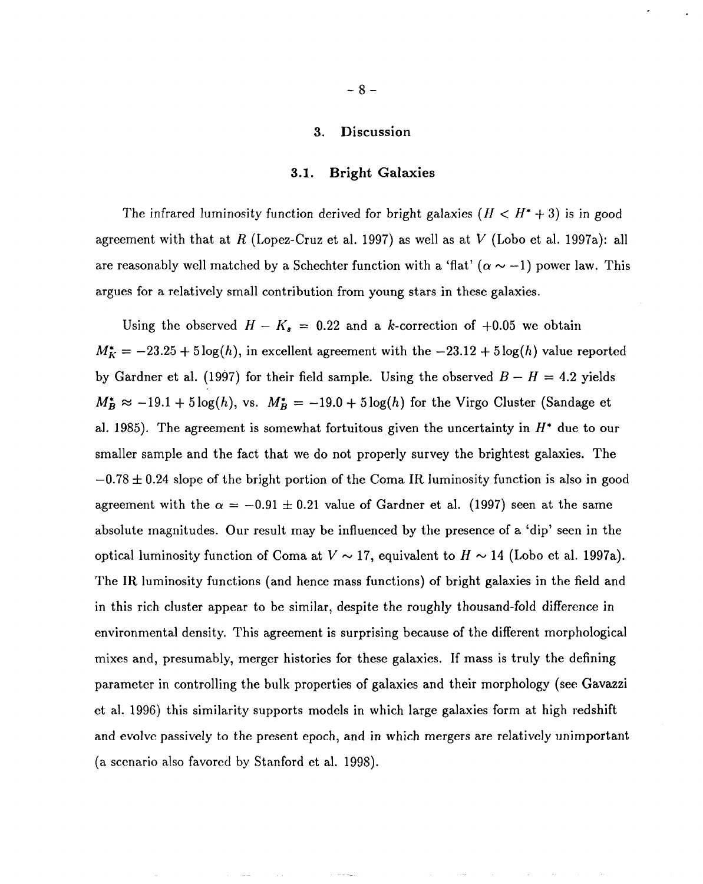## 3. Discussion

### 3.1. Bright Galaxies

The infrared luminosity function derived for bright galaxies ($H < H^* + 3$) is in good agreement with that at $R$ (Lopez-Cruz et al. 1997) as well as at $V$ (Lobo et al. 1997a): all are reasonably well matched by a Schechter function with a 'flat' ($\alpha \sim -1$) power law. This argues for a relatively small contribution from young stars in these galaxies.

Using the observed $H - K_s = 0.22$ and a $k$-correction of $+0.05$ we obtain $M_K^* = -23.25 + 5\log(h)$, in excellent agreement with the $-23.12 + 5\log(h)$ value reported by Gardner et al. (1997) for their field sample. Using the observed $B - H = 4.2$ yields $M_B^* \approx -19.1 + 5\log(h)$, vs. $M_B^* = -19.0 + 5\log(h)$ for the Virgo Cluster (Sandage et al. 1985). The agreement is somewhat fortuitous given the uncertainty in $H^*$ due to our smaller sample and the fact that we do not properly survey the brightest galaxies. The $-0.78 \pm 0.24$ slope of the bright portion of the Coma IR luminosity function is also in good agreement with the $\alpha = -0.91 \pm 0.21$ value of Gardner et al. (1997) seen at the same absolute magnitudes. Our result may be influenced by the presence of a 'dip' seen in the optical luminosity function of Coma at $V \sim 17$, equivalent to $H \sim 14$ (Lobo et al. 1997a). The IR luminosity functions (and hence mass functions) of bright galaxies in the field and in this rich cluster appear to be similar, despite the roughly thousand-fold difference in environmental density. This agreement is surprising because of the different morphological mixes and, presumably, merger histories for these galaxies. If mass is truly the defining parameter in controlling the bulk properties of galaxies and their morphology (see Gavazzi et al. 1996) this similarity supports models in which large galaxies form at high redshift and evolve passively to the present epoch, and in which mergers are relatively unimportant (a scenario also favored by Stanford et al. 1998).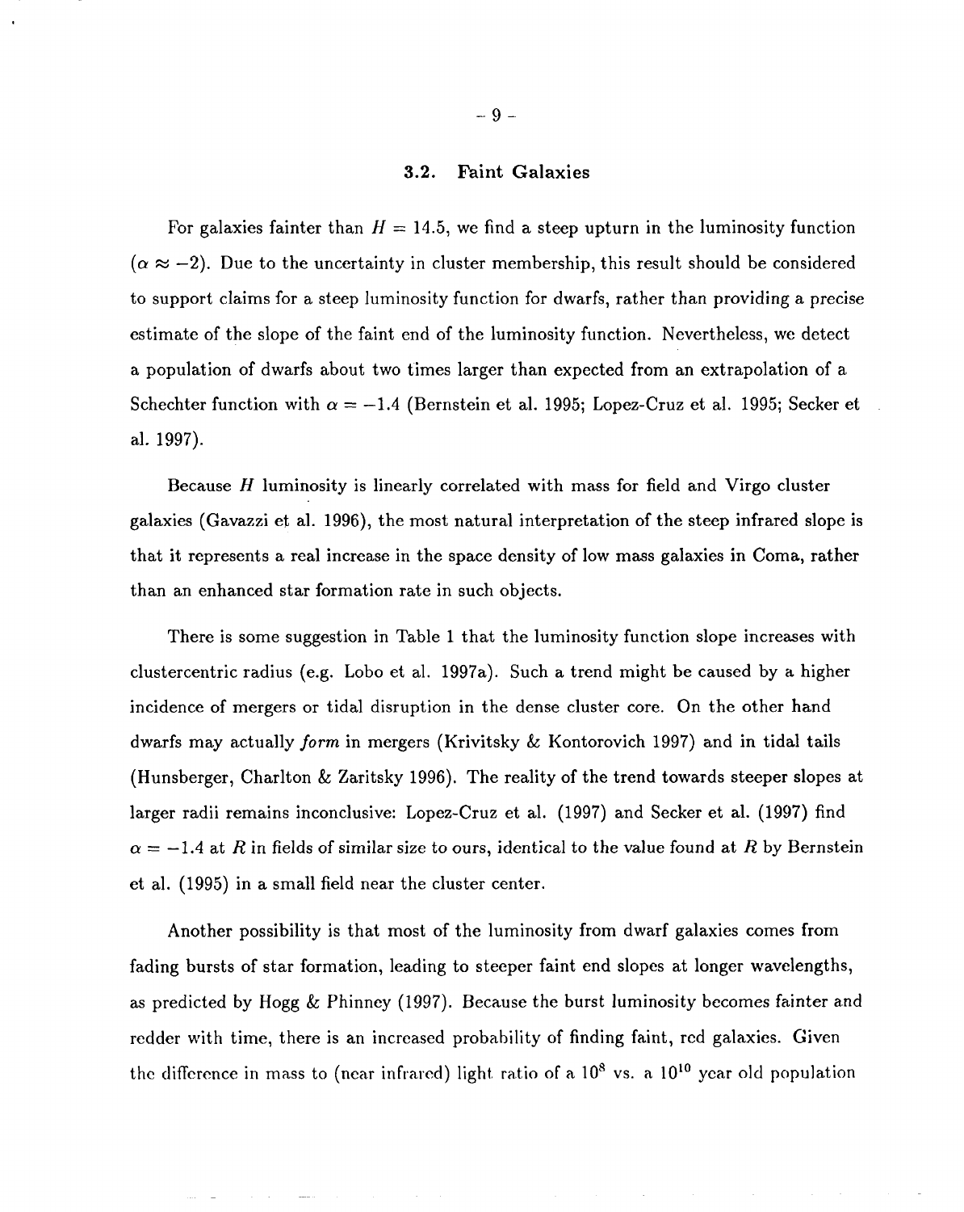### 3.2. Faint Galaxies

For galaxies fainter than $H = 14.5$, we find a steep upturn in the luminosity function ($\alpha \approx -2$). Due to the uncertainty in cluster membership, this result should be considered to support claims for a steep luminosity function for dwarfs, rather than providing a precise estimate of the slope of the faint end of the luminosity function. Nevertheless, we detect a population of dwarfs about two times larger than expected from an extrapolation of a Schechter function with $\alpha = -1.4$ (Bernstein et al. 1995; Lopez-Cruz et al. 1995; Secker et al. 1997).

Because $H$ luminosity is linearly correlated with mass for field and Virgo cluster galaxies (Gavazzi et al. 1996), the most natural interpretation of the steep infrared slope is that it represents a real increase in the space density of low mass galaxies in Coma, rather than an enhanced star formation rate in such objects.

There is some suggestion in Table 1 that the luminosity function slope increases with clustercentric radius (e.g. Lobo et al. 1997a). Such a trend might be caused by a higher incidence of mergers or tidal disruption in the dense cluster core. On the other hand dwarfs may actually *form* in mergers (Krivitsky & Kontorovich 1997) and in tidal tails (Hunsberger, Charlton & Zaritsky 1996). The reality of the trend towards steeper slopes at larger radii remains inconclusive: Lopez-Cruz et al. (1997) and Secker et al. (1997) find $\alpha = -1.4$ at $R$ in fields of similar size to ours, identical to the value found at $R$ by Bernstein et al. (1995) in a small field near the cluster center.

Another possibility is that most of the luminosity from dwarf galaxies comes from fading bursts of star formation, leading to steeper faint end slopes at longer wavelengths, as predicted by Hogg & Phinney (1997). Because the burst luminosity becomes fainter and redder with time, there is an increased probability of finding faint, red galaxies. Given the difference in mass to (near infrared) light ratio of a $10^8$ vs. a $10^{10}$ year old population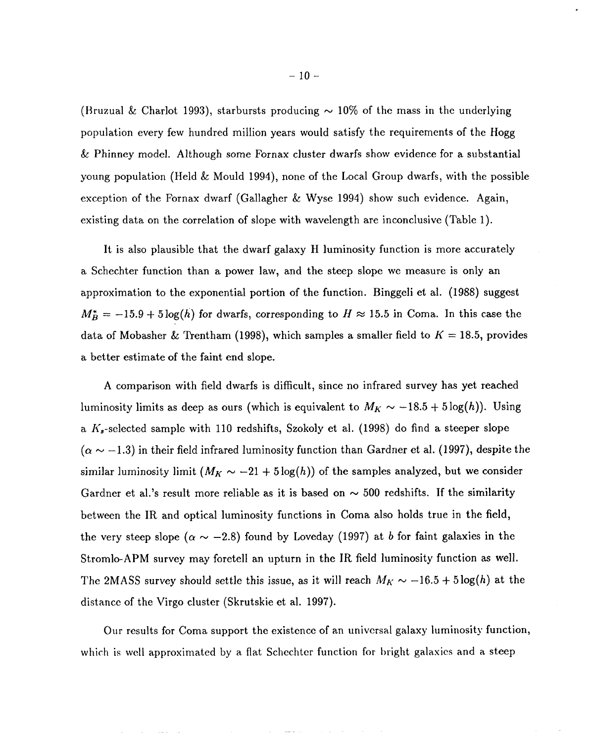(Bruzual & Charlot 1993), starbursts producing $\sim 10\%$ of the mass in the underlying population every few hundred million years would satisfy the requirements of the Hogg & Phinney model. Although some Fornax cluster dwarfs show evidence for a substantial young population (Held & Mould 1994), none of the Local Group dwarfs, with the possible exception of the Fornax dwarf (Gallagher & Wyse 1994) show such evidence. Again, existing data on the correlation of slope with wavelength are inconclusive (Table 1).

It is also plausible that the dwarf galaxy H luminosity function is more accurately a Schechter function than a power law, and the steep slope we measure is only an approximation to the exponential portion of the function. Binggeli et al. (1988) suggest $M_B^* = -15.9 + 5\log(h)$ for dwarfs, corresponding to $H \approx 15.5$ in Coma. In this case the data of Mobasher & Trentham (1998), which samples a smaller field to $K = 18.5$, provides a better estimate of the faint end slope.

A comparison with field dwarfs is difficult, since no infrared survey has yet reached luminosity limits as deep as ours (which is equivalent to $M_K \sim -18.5 + 5\log(h)$). Using a $K_s$-selected sample with 110 redshifts, Szokoly et al. (1998) do find a steeper slope ($\alpha \sim -1.3$) in their field infrared luminosity function than Gardner et al. (1997), despite the similar luminosity limit ($M_K \sim -21 + 5\log(h)$) of the samples analyzed, but we consider Gardner et al.'s result more reliable as it is based on $\sim 500$ redshifts. If the similarity between the IR and optical luminosity functions in Coma also holds true in the field, the very steep slope ($\alpha \sim -2.8$) found by Loveday (1997) at $b$ for faint galaxies in the Stromlo-APM survey may foretell an upturn in the IR field luminosity function as well. The 2MASS survey should settle this issue, as it will reach $M_K \sim -16.5 + 5\log(h)$ at the distance of the Virgo cluster (Skrutskie et al. 1997).

Our results for Coma support the existence of an universal galaxy luminosity function, which is well approximated by a flat Schechter function for bright galaxies and a steep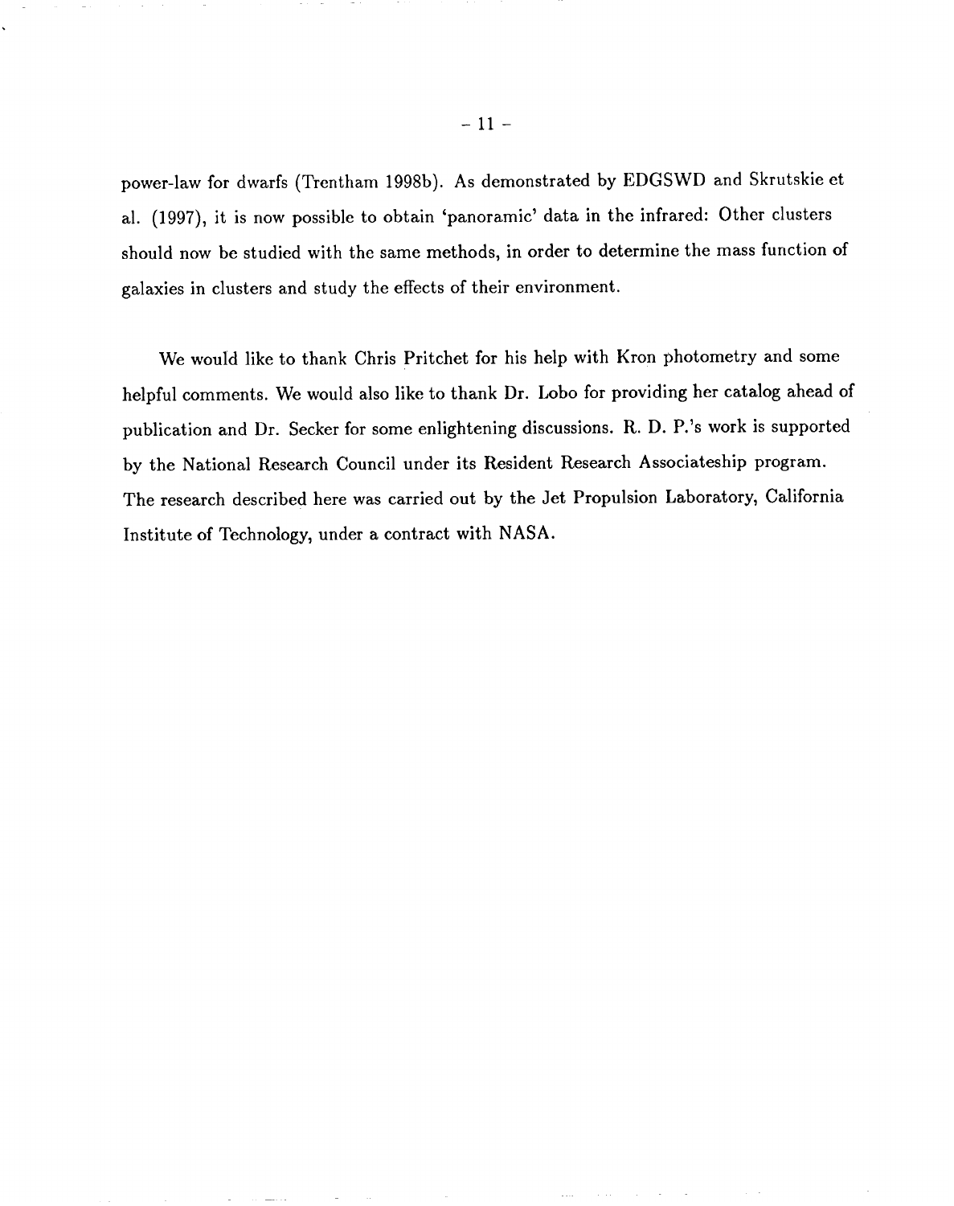power-law for dwarfs (Trentham 1998b). As demonstrated by EDGSWD and Skrutskie et al. (1997), it is now possible to obtain 'panoramic' data in the infrared: Other clusters should now be studied with the same methods, in order to determine the mass function of galaxies in clusters and study the effects of their environment.

We would like to thank Chris Pritchet for his help with Kron photometry and some helpful comments. We would also like to thank Dr. Lobo for providing her catalog ahead of publication and Dr. Secker for some enlightening discussions. R. D. P.'s work is supported by the National Research Council under its Resident Research Associateship program. The research described here was carried out by the Jet Propulsion Laboratory, California Institute of Technology, under a contract with NASA.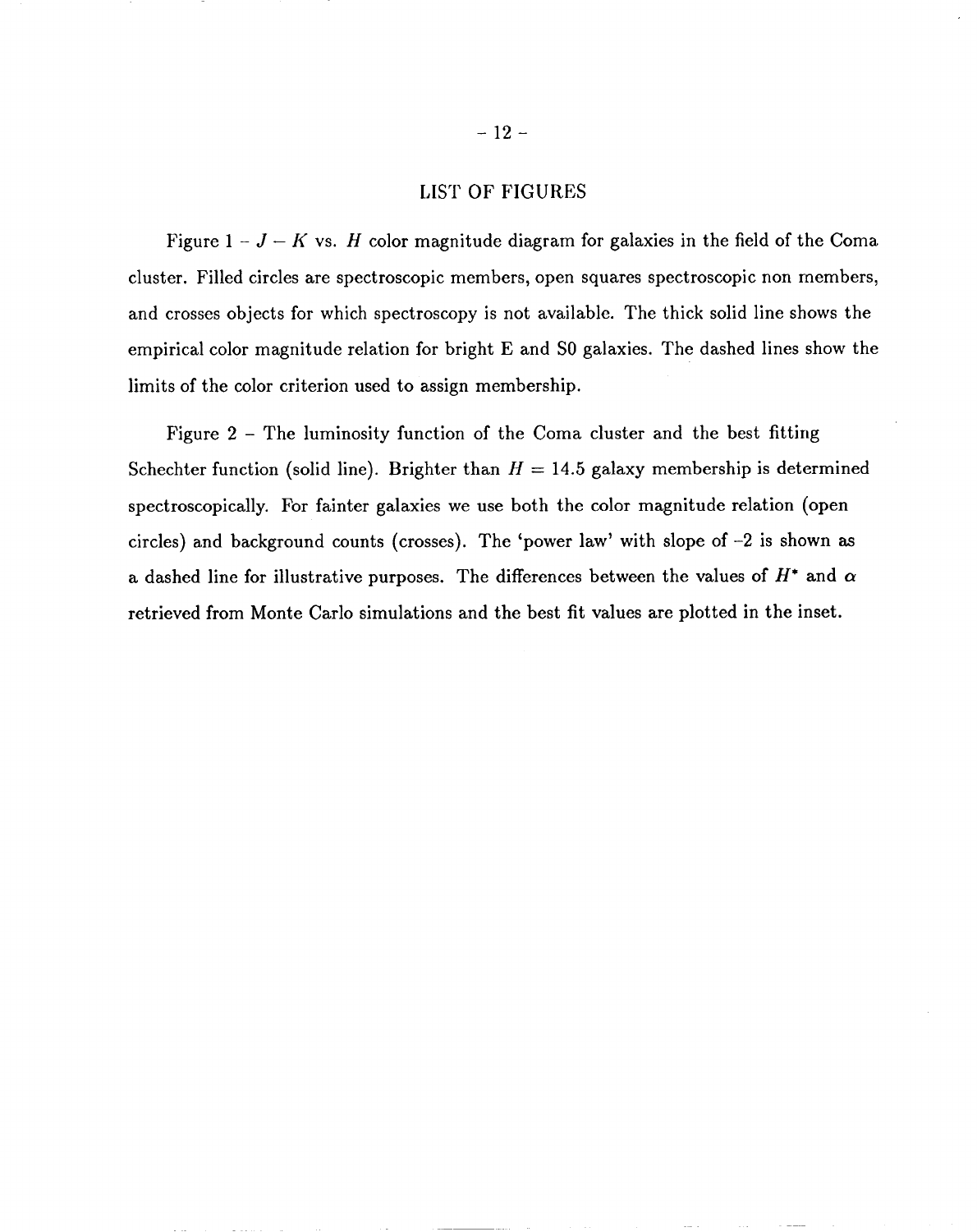# LIST OF FIGURES

Figure 1 – $J - K$ vs. $H$ color magnitude diagram for galaxies in the field of the Coma cluster. Filled circles are spectroscopic members, open squares spectroscopic non members, and crosses objects for which spectroscopy is not available. The thick solid line shows the empirical color magnitude relation for bright E and S0 galaxies. The dashed lines show the limits of the color criterion used to assign membership.

Figure 2 – The luminosity function of the Coma cluster and the best fitting Schechter function (solid line). Brighter than $H = 14.5$ galaxy membership is determined spectroscopically. For fainter galaxies we use both the color magnitude relation (open circles) and background counts (crosses). The 'power law' with slope of –2 is shown as a dashed line for illustrative purposes. The differences between the values of $H^*$ and $\alpha$ retrieved from Monte Carlo simulations and the best fit values are plotted in the inset.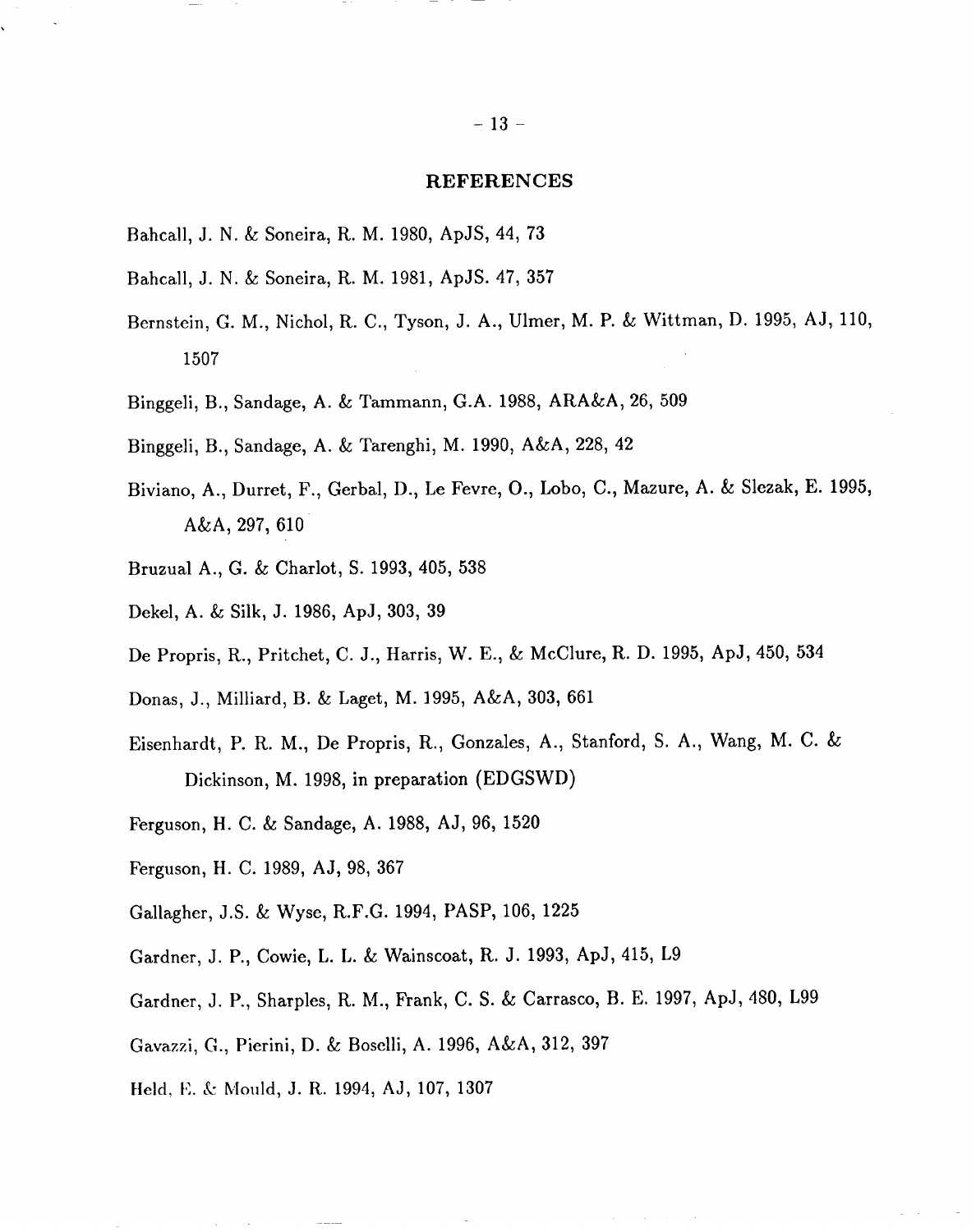## REFERENCES

Bahcall, J. N. & Soneira, R. M. 1980, ApJS, 44, 73

Bahcall, J. N. & Soneira, R. M. 1981, ApJS. 47, 357

Bernstein, G. M., Nichol, R. C., Tyson, J. A., Ulmer, M. P. & Wittman, D. 1995, AJ, 110, 1507

Binggeli, B., Sandage, A. & Tammann, G.A. 1988, ARA&A, 26, 509

Binggeli, B., Sandage, A. & Tarenghi, M. 1990, A&A, 228, 42

Biviano, A., Durret, F., Gerbal, D., Le Fevre, O., Lobo, C., Mazure, A. & Slezak, E. 1995, A&A, 297, 610

Bruzual A., G. & Charlot, S. 1993, 405, 538

Dekel, A. & Silk, J. 1986, ApJ, 303, 39

De Propris, R., Pritchet, C. J., Harris, W. E., & McClure, R. D. 1995, ApJ, 450, 534

Donas, J., Milliard, B. & Laget, M. 1995, A&A, 303, 661

Eisenhardt, P. R. M., De Propris, R., Gonzales, A., Stanford, S. A., Wang, M. C. & Dickinson, M. 1998, in preparation (EDGSWD)

Ferguson, H. C. & Sandage, A. 1988, AJ, 96, 1520

Ferguson, H. C. 1989, AJ, 98, 367

Gallagher, J.S. & Wyse, R.F.G. 1994, PASP, 106, 1225

Gardner, J. P., Cowie, L. L. & Wainscoat, R. J. 1993, ApJ, 415, L9

Gardner, J. P., Sharples, R. M., Frank, C. S. & Carrasco, B. E. 1997, ApJ, 480, L99

Gavazzi, G., Pierini, D. & Boselli, A. 1996, A&A, 312, 397

Held, E. & Mould, J. R. 1994, AJ, 107, 1307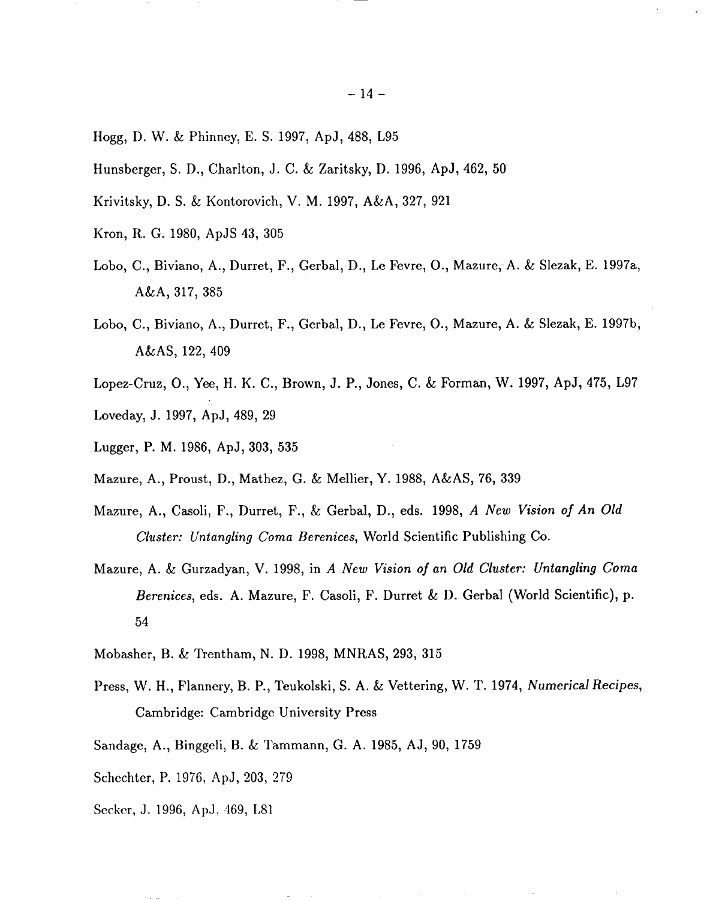Hogg, D. W. & Phinney, E. S. 1997, ApJ, 488, L95

Hunsberger, S. D., Charlton, J. C. & Zaritsky, D. 1996, ApJ, 462, 50

Krivitsky, D. S. & Kontorovich, V. M. 1997, A&A, 327, 921

Kron, R. G. 1980, ApJS 43, 305

Lobo, C., Biviano, A., Durret, F., Gerbal, D., Le Fevre, O., Mazure, A. & Slezak, E. 1997a, A&A, 317, 385

Lobo, C., Biviano, A., Durret, F., Gerbal, D., Le Fevre, O., Mazure, A. & Slezak, E. 1997b, A&AS, 122, 409

Lopez-Cruz, O., Yee, H. K. C., Brown, J. P., Jones, C. & Forman, W. 1997, ApJ, 475, L97

Loveday, J. 1997, ApJ, 489, 29

Lugger, P. M. 1986, ApJ, 303, 535

Mazure, A., Proust, D., Mathez, G. & Mellier, Y. 1988, A&AS, 76, 339

Mazure, A., Casoli, F., Durret, F., & Gerbal, D., eds. 1998, *A New Vision of An Old Cluster: Untangling Coma Berenices*, World Scientific Publishing Co.

Mazure, A. & Gurzadyan, V. 1998, in *A New Vision of an Old Cluster: Untangling Coma Berenices*, eds. A. Mazure, F. Casoli, F. Durret & D. Gerbal (World Scientific), p. 54

Mobasher, B. & Trentham, N. D. 1998, MNRAS, 293, 315

Press, W. H., Flannery, B. P., Teukolski, S. A. & Vettering, W. T. 1974, *Numerical Recipes*, Cambridge: Cambridge University Press

Sandage, A., Binggeli, B. & Tammann, G. A. 1985, AJ, 90, 1759

Schechter, P. 1976, ApJ, 203, 279

Secker, J. 1996, ApJ, 469, L81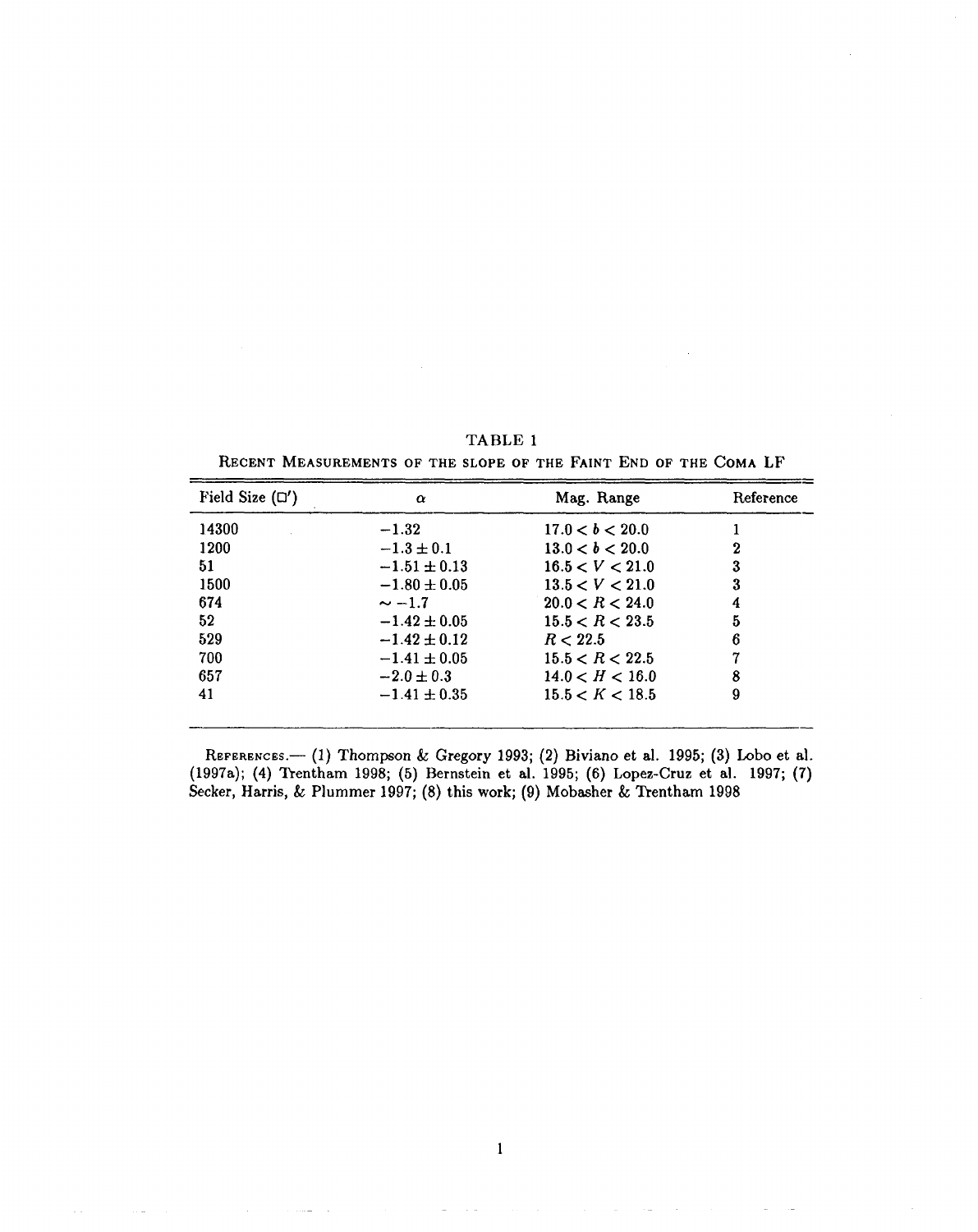TABLE 1

RECENT MEASUREMENTS OF THE SLOPE OF THE FAINT END OF THE COMA LF

| Field Size ($\square'$) | $\alpha$ | Mag. Range | Reference |
|---|---|---|---|
| 14300 | $-1.32$ | $17.0 < b < 20.0$ | 1 |
| 1200 | $-1.3 \pm 0.1$ | $13.0 < b < 20.0$ | 2 |
| 51 | $-1.51 \pm 0.13$ | $16.5 < V < 21.0$ | 3 |
| 1500 | $-1.80 \pm 0.05$ | $13.5 < V < 21.0$ | 3 |
| 674 | $\sim -1.7$ | $20.0 < R < 24.0$ | 4 |
| 52 | $-1.42 \pm 0.05$ | $15.5 < R < 23.5$ | 5 |
| 529 | $-1.42 \pm 0.12$ | $R < 22.5$ | 6 |
| 700 | $-1.41 \pm 0.05$ | $15.5 < R < 22.5$ | 7 |
| 657 | $-2.0 \pm 0.3$ | $14.0 < H < 16.0$ | 8 |
| 41 | $-1.41 \pm 0.35$ | $15.5 < K < 18.5$ | 9 |

REFERENCES.— (1) Thompson & Gregory 1993; (2) Biviano et al. 1995; (3) Lobo et al. (1997a); (4) Trentham 1998; (5) Bernstein et al. 1995; (6) Lopez-Cruz et al. 1997; (7) Secker, Harris, & Plummer 1997; (8) this work; (9) Mobasher & Trentham 1998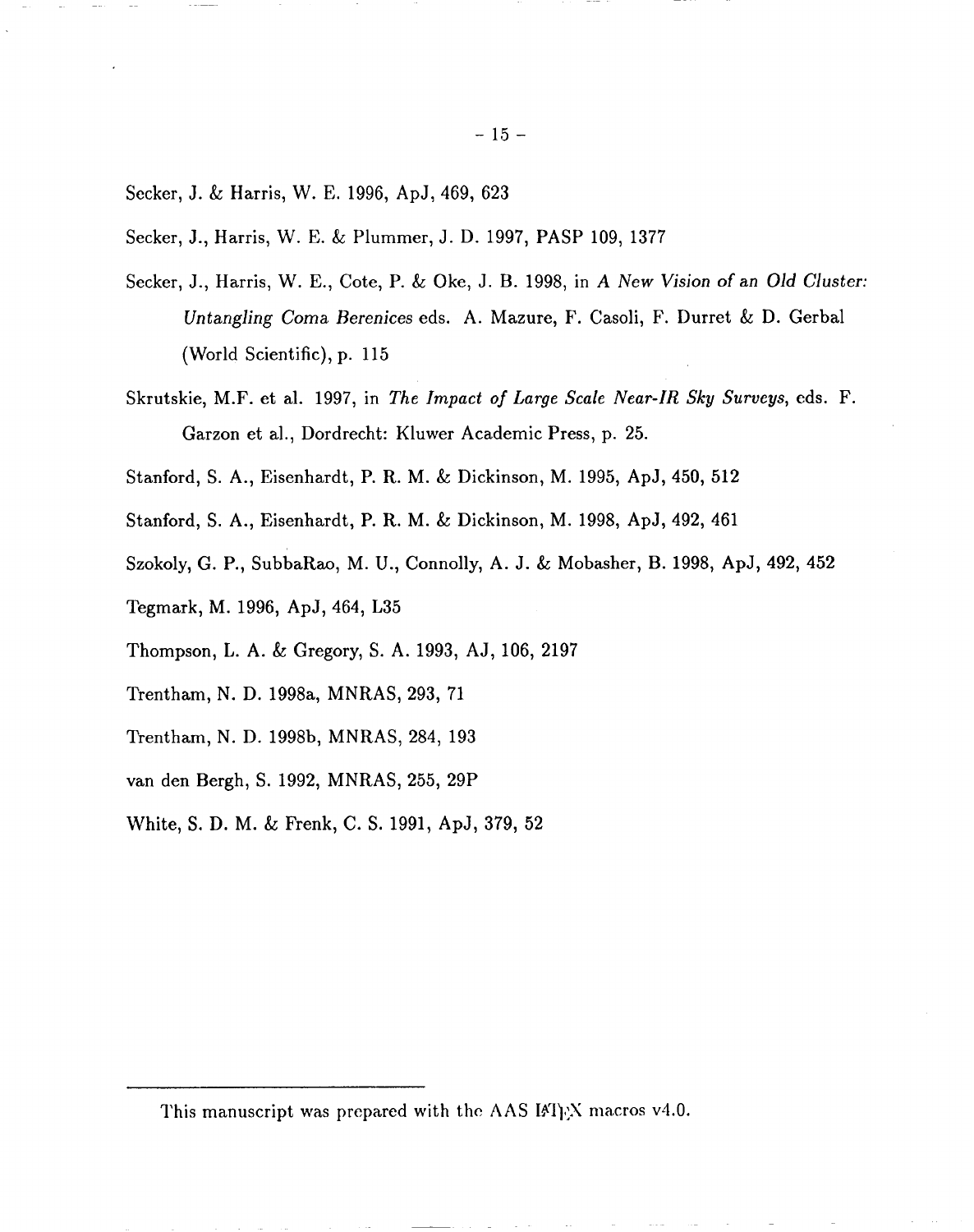Secker, J. & Harris, W. E. 1996, ApJ, 469, 623

Secker, J., Harris, W. E. & Plummer, J. D. 1997, PASP 109, 1377

Secker, J., Harris, W. E., Cote, P. & Oke, J. B. 1998, in *A New Vision of an Old Cluster: Untangling Coma Berenices* eds. A. Mazure, F. Casoli, F. Durret & D. Gerbal (World Scientific), p. 115

Skrutskie, M.F. et al. 1997, in *The Impact of Large Scale Near-IR Sky Surveys*, eds. F. Garzon et al., Dordrecht: Kluwer Academic Press, p. 25.

Stanford, S. A., Eisenhardt, P. R. M. & Dickinson, M. 1995, ApJ, 450, 512

Stanford, S. A., Eisenhardt, P. R. M. & Dickinson, M. 1998, ApJ, 492, 461

Szokoly, G. P., SubbaRao, M. U., Connolly, A. J. & Mobasher, B. 1998, ApJ, 492, 452

Tegmark, M. 1996, ApJ, 464, L35

Thompson, L. A. & Gregory, S. A. 1993, AJ, 106, 2197

Trentham, N. D. 1998a, MNRAS, 293, 71

Trentham, N. D. 1998b, MNRAS, 284, 193

van den Bergh, S. 1992, MNRAS, 255, 29P

White, S. D. M. & Frenk, C. S. 1991, ApJ, 379, 52

---

This manuscript was prepared with the AAS LaTeX macros v4.0.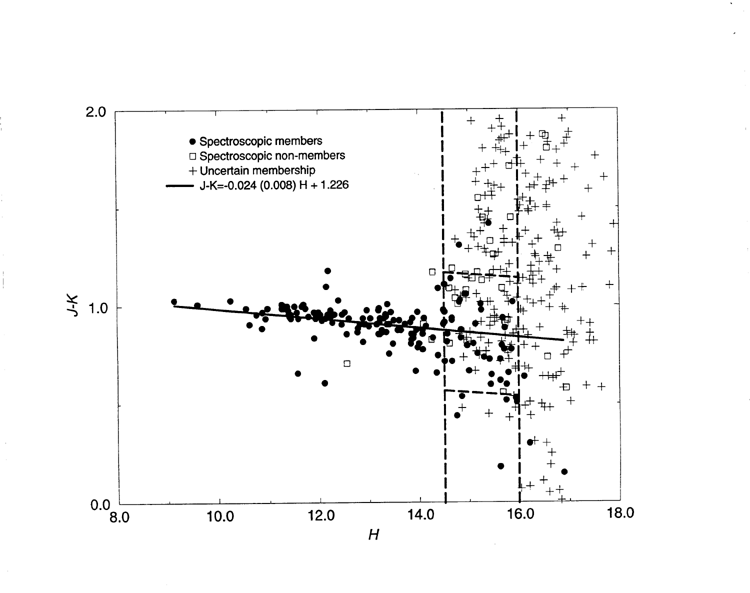- ● Spectroscopic members
- □ Spectroscopic non-members
- + Uncertain membership
- —— $J\text{-}K = -0.024\,(0.008)\,H + 1.226$

$J\text{-}K$

$H$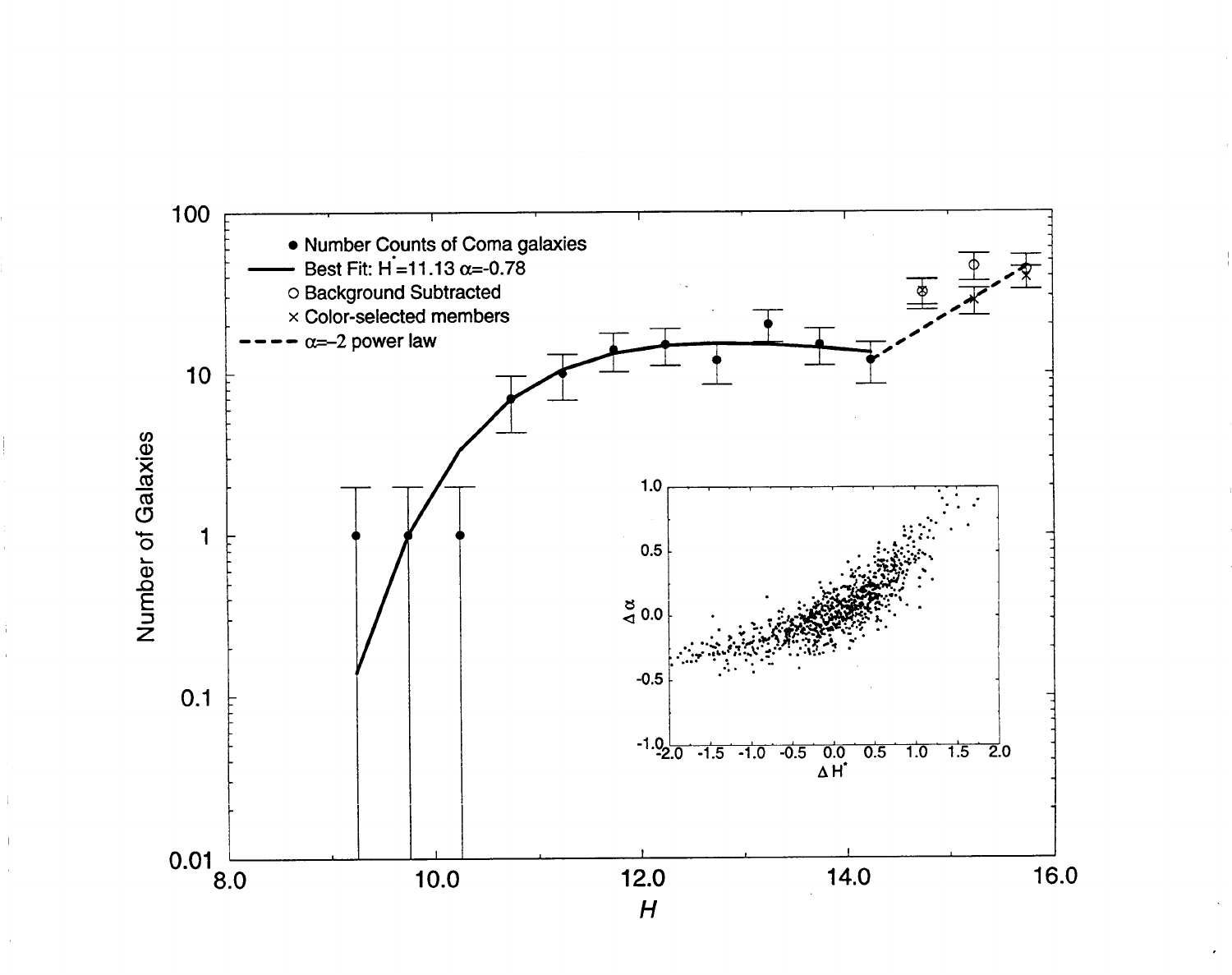100

10

1

0.1

0.01

Number of Galaxies

8.0

10.0

12.0

14.0

16.0

$H$

● Number Counts of Coma galaxies

—— Best Fit: $H^*$=11.13 α=-0.78

○ Background Subtracted

× Color-selected members

- - - - α=-2 power law

1.0

0.5

0.0

-0.5

-1.0

Δα

-2.0 -1.5 -1.0 -0.5 0.0 0.5 1.0 1.5 2.0

Δ$H^*$